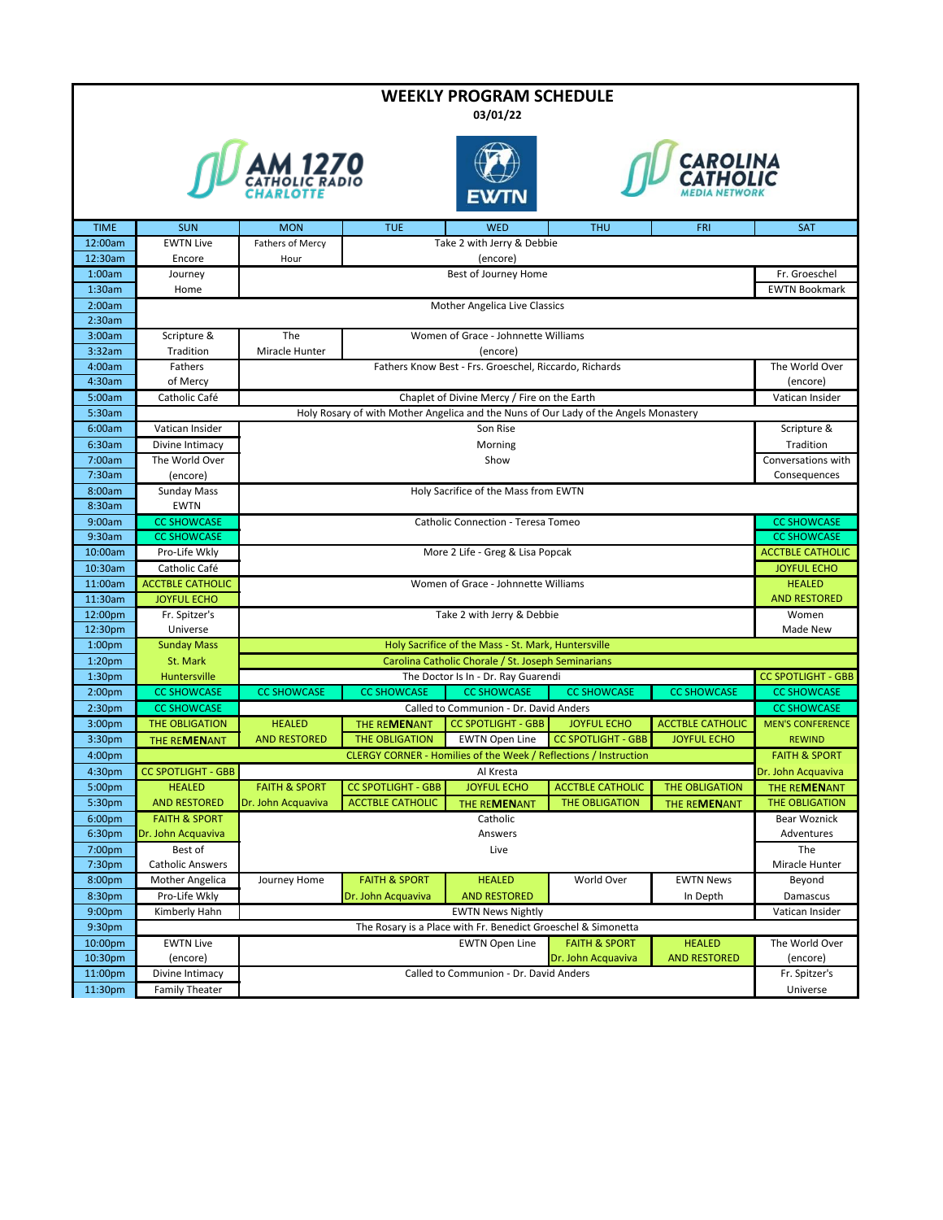# WEEKLY PROGRAM SCHEDULE

03/01/22

AM 1270 CATHOLIC RADIO CHARLOTTE | EWTN | CAROLINA CATHOLIC MEDIA NETWORK

| TIME | SUN | MON | TUE | WED | THU | FRI | SAT |
|---|---|---|---|---|---|---|---|
| 12:00am | EWTN Live | Fathers of Mercy | Take 2 with Jerry & Debbie | | | | |
| 12:30am | Encore | Hour | (encore) | | | | |
| 1:00am | Journey | Best of Journey Home | | | | | Fr. Groeschel |
| 1:30am | Home | | | | | | EWTN Bookmark |
| 2:00am | Mother Angelica Live Classics | | | | | | |
| 2:30am | | | | | | | |
| 3:00am | Scripture & | The | Women of Grace - Johnnette Williams | | | | |
| 3:32am | Tradition | Miracle Hunter | (encore) | | | | |
| 4:00am | Fathers | Fathers Know Best - Frs. Groeschel, Riccardo, Richards | | | | | The World Over |
| 4:30am | of Mercy | | | | | | (encore) |
| 5:00am | Catholic Café | Chaplet of Divine Mercy / Fire on the Earth | | | | | Vatican Insider |
| 5:30am | Holy Rosary of with Mother Angelica and the Nuns of Our Lady of the Angels Monastery | | | | | | |
| 6:00am | Vatican Insider | Son Rise | | | | | Scripture & |
| 6:30am | Divine Intimacy | Morning | | | | | Tradition |
| 7:00am | The World Over | Show | | | | | Conversations with |
| 7:30am | (encore) | | | | | | Consequences |
| 8:00am | Sunday Mass | Holy Sacrifice of the Mass from EWTN | | | | | |
| 8:30am | EWTN | | | | | | |
| 9:00am | CC SHOWCASE | Catholic Connection - Teresa Tomeo | | | | | CC SHOWCASE |
| 9:30am | CC SHOWCASE | | | | | | CC SHOWCASE |
| 10:00am | Pro-Life Wkly | More 2 Life - Greg & Lisa Popcak | | | | | ACCTBLE CATHOLIC |
| 10:30am | Catholic Café | | | | | | JOYFUL ECHO |
| 11:00am | ACCTBLE CATHOLIC | Women of Grace - Johnnette Williams | | | | | HEALED |
| 11:30am | JOYFUL ECHO | | | | | | AND RESTORED |
| 12:00pm | Fr. Spitzer's | Take 2 with Jerry & Debbie | | | | | Women |
| 12:30pm | Universe | | | | | | Made New |
| 1:00pm | Sunday Mass | Holy Sacrifice of the Mass - St. Mark, Huntersville | | | | | |
| 1:20pm | St. Mark | Carolina Catholic Chorale / St. Joseph Seminarians | | | | | |
| 1:30pm | Huntersville | The Doctor Is In - Dr. Ray Guarendi | | | | | CC SPOTLIGHT - GBB |
| 2:00pm | CC SHOWCASE | CC SHOWCASE | CC SHOWCASE | CC SHOWCASE | CC SHOWCASE | CC SHOWCASE | CC SHOWCASE |
| 2:30pm | CC SHOWCASE | Called to Communion - Dr. David Anders | | | | | CC SHOWCASE |
| 3:00pm | THE OBLIGATION | HEALED | THE REMENANT | CC SPOTLIGHT - GBB | JOYFUL ECHO | ACCTBLE CATHOLIC | MEN'S CONFERENCE |
| 3:30pm | THE REMENANT | AND RESTORED | THE OBLIGATION | EWTN Open Line | CC SPOTLIGHT - GBB | JOYFUL ECHO | REWIND |
| 4:00pm | CLERGY CORNER - Homilies of the Week / Reflections / Instruction | | | | | | FAITH & SPORT |
| 4:30pm | CC SPOTLIGHT - GBB | Al Kresta | | | | | Dr. John Acquaviva |
| 5:00pm | HEALED | FAITH & SPORT | CC SPOTLIGHT - GBB | JOYFUL ECHO | ACCTBLE CATHOLIC | THE OBLIGATION | THE REMENANT |
| 5:30pm | AND RESTORED | Dr. John Acquaviva | ACCTBLE CATHOLIC | THE REMENANT | THE OBLIGATION | THE REMENANT | THE OBLIGATION |
| 6:00pm | FAITH & SPORT | Catholic | | | | | Bear Woznick |
| 6:30pm | Dr. John Acquaviva | Answers | | | | | Adventures |
| 7:00pm | Best of | Live | | | | | The |
| 7:30pm | Catholic Answers | | | | | | Miracle Hunter |
| 8:00pm | Mother Angelica | Journey Home | FAITH & SPORT | HEALED | World Over | EWTN News | Beyond |
| 8:30pm | Pro-Life Wkly | | Dr. John Acquaviva | AND RESTORED | | In Depth | Damascus |
| 9:00pm | Kimberly Hahn | EWTN News Nightly | | | | | Vatican Insider |
| 9:30pm | The Rosary is a Place with Fr. Benedict Groeschel & Simonetta | | | | | | |
| 10:00pm | EWTN Live | | | EWTN Open Line | FAITH & SPORT | HEALED | The World Over |
| 10:30pm | (encore) | | | | Dr. John Acquaviva | AND RESTORED | (encore) |
| 11:00pm | Divine Intimacy | Called to Communion - Dr. David Anders | | | | | Fr. Spitzer's |
| 11:30pm | Family Theater | | | | | | Universe |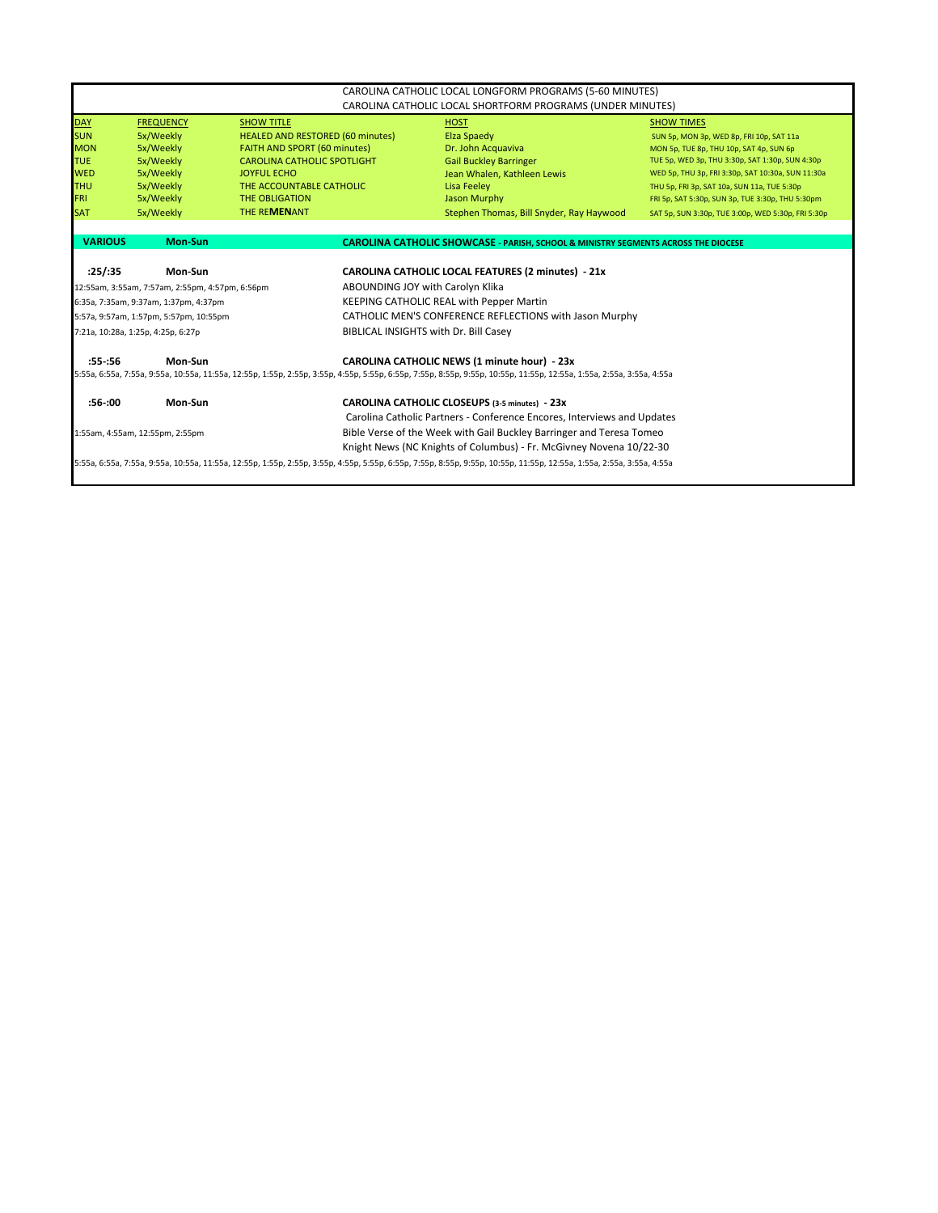CAROLINA CATHOLIC LOCAL LONGFORM PROGRAMS (5-60 MINUTES)

CAROLINA CATHOLIC LOCAL SHORTFORM PROGRAMS (UNDER MINUTES)

| DAY | FREQUENCY | SHOW TITLE | HOST | SHOW TIMES |
|---|---|---|---|---|
| SUN | 5x/Weekly | HEALED AND RESTORED (60 minutes) | Elza Spaedy | SUN 5p, MON 3p, WED 8p, FRI 10p, SAT 11a |
| MON | 5x/Weekly | FAITH AND SPORT (60 minutes) | Dr. John Acquaviva | MON 5p, TUE 8p, THU 10p, SAT 4p, SUN 6p |
| TUE | 5x/Weekly | CAROLINA CATHOLIC SPOTLIGHT | Gail Buckley Barringer | TUE 5p, WED 3p, THU 3:30p, SAT 1:30p, SUN 4:30p |
| WED | 5x/Weekly | JOYFUL ECHO | Jean Whalen, Kathleen Lewis | WED 5p, THU 3p, FRI 3:30p, SAT 10:30a, SUN 11:30a |
| THU | 5x/Weekly | THE ACCOUNTABLE CATHOLIC | Lisa Feeley | THU 5p, FRI 3p, SAT 10a, SUN 11a, TUE 5:30p |
| FRI | 5x/Weekly | THE OBLIGATION | Jason Murphy | FRI 5p, SAT 5:30p, SUN 3p, TUE 3:30p, THU 5:30pm |
| SAT | 5x/Weekly | THE RE**MEN**ANT | Stephen Thomas, Bill Snyder, Ray Haywood | SAT 5p, SUN 3:30p, TUE 3:00p, WED 5:30p, FRI 5:30p |

**VARIOUS** | **Mon-Sun** | **CAROLINA CATHOLIC SHOWCASE - PARISH, SCHOOL & MINISTRY SEGMENTS ACROSS THE DIOCESE**

**:25/:35** | **Mon-Sun** | **CAROLINA CATHOLIC LOCAL FEATURES (2 minutes) - 21x**

| | |
|---|---|
| 12:55am, 3:55am, 7:57am, 2:55pm, 4:57pm, 6:56pm | ABOUNDING JOY with Carolyn Klika |
| 6:35a, 7:35am, 9:37am, 1:37pm, 4:37pm | KEEPING CATHOLIC REAL with Pepper Martin |
| 5:57a, 9:57am, 1:57pm, 5:57pm, 10:55pm | CATHOLIC MEN'S CONFERENCE REFLECTIONS with Jason Murphy |
| 7:21a, 10:28a, 1:25p, 4:25p, 6:27p | BIBLICAL INSIGHTS with Dr. Bill Casey |

**:55-:56** | **Mon-Sun** | **CAROLINA CATHOLIC NEWS (1 minute hour) - 23x**

5:55a, 6:55a, 7:55a, 9:55a, 10:55a, 11:55a, 12:55p, 1:55p, 2:55p, 3:55p, 4:55p, 5:55p, 6:55p, 7:55p, 8:55p, 9:55p, 10:55p, 11:55p, 12:55a, 1:55a, 2:55a, 3:55a, 4:55a

**:56-:00** | **Mon-Sun** | **CAROLINA CATHOLIC CLOSEUPS (3-5 minutes) - 23x**

Carolina Catholic Partners - Conference Encores, Interviews and Updates

1:55am, 4:55am, 12:55pm, 2:55pm | Bible Verse of the Week with Gail Buckley Barringer and Teresa Tomeo

Knight News (NC Knights of Columbus) - Fr. McGivney Novena 10/22-30

5:55a, 6:55a, 7:55a, 9:55a, 10:55a, 11:55a, 12:55p, 1:55p, 2:55p, 3:55p, 4:55p, 5:55p, 6:55p, 7:55p, 8:55p, 9:55p, 10:55p, 11:55p, 12:55a, 1:55a, 2:55a, 3:55a, 4:55a